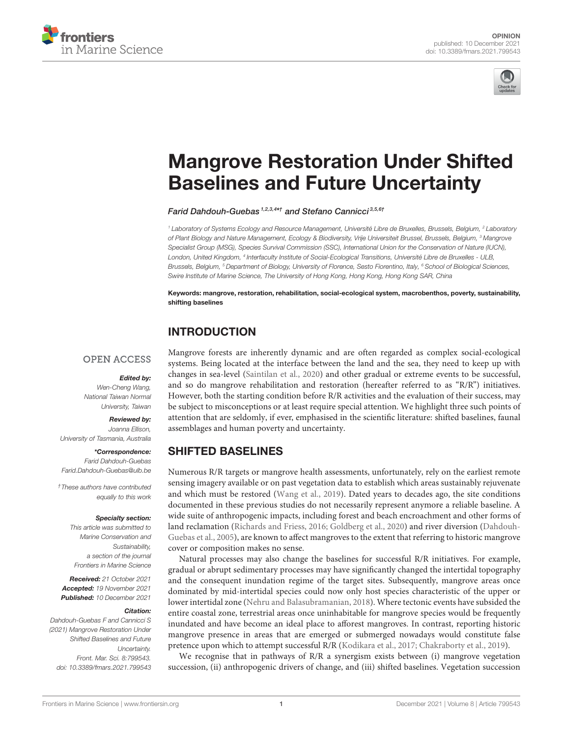OPINION
published: 10 December 2021
doi: 10.3389/fmars.2021.799543

# Mangrove Restoration Under Shifted Baselines and Future Uncertainty

*Farid Dahdouh-Guebas*[1,2,3,4*†] *and Stefano Cannicci*[3,5,6†]

[1] *Laboratory of Systems Ecology and Resource Management, Université Libre de Bruxelles, Brussels, Belgium,* [2] *Laboratory of Plant Biology and Nature Management, Ecology & Biodiversity, Vrije Universiteit Brussel, Brussels, Belgium,* [3] *Mangrove Specialist Group (MSG), Species Survival Commission (SSC), International Union for the Conservation of Nature (IUCN), London, United Kingdom,* [4] *Interfaculty Institute of Social-Ecological Transitions, Université Libre de Bruxelles - ULB, Brussels, Belgium,* [5] *Department of Biology, University of Florence, Sesto Fiorentino, Italy,* [6] *School of Biological Sciences, Swire Institute of Marine Science, The University of Hong Kong, Hong Kong, Hong Kong SAR, China*

**Keywords: mangrove, restoration, rehabilitation, social-ecological system, macrobenthos, poverty, sustainability, shifting baselines**

OPEN ACCESS

***Edited by:***
*Wen-Cheng Wang, National Taiwan Normal University, Taiwan*

***Reviewed by:***
*Joanna Ellison, University of Tasmania, Australia*

***\*Correspondence:***
*Farid Dahdouh-Guebas*
*Farid.Dahdouh-Guebas@ulb.be*

*† These authors have contributed equally to this work*

***Specialty section:***
*This article was submitted to Marine Conservation and Sustainability, a section of the journal Frontiers in Marine Science*

***Received:*** *21 October 2021*
***Accepted:*** *19 November 2021*
***Published:*** *10 December 2021*

***Citation:***
*Dahdouh-Guebas F and Cannicci S (2021) Mangrove Restoration Under Shifted Baselines and Future Uncertainty. Front. Mar. Sci. 8:799543. doi: 10.3389/fmars.2021.799543*

## INTRODUCTION

Mangrove forests are inherently dynamic and are often regarded as complex social-ecological systems. Being located at the interface between the land and the sea, they need to keep up with changes in sea-level (Saintilan et al., 2020) and other gradual or extreme events to be successful, and so do mangrove rehabilitation and restoration (hereafter referred to as "R/R") initiatives. However, both the starting condition before R/R activities and the evaluation of their success, may be subject to misconceptions or at least require special attention. We highlight three such points of attention that are seldomly, if ever, emphasised in the scientific literature: shifted baselines, faunal assemblages and human poverty and uncertainty.

## SHIFTED BASELINES

Numerous R/R targets or mangrove health assessments, unfortunately, rely on the earliest remote sensing imagery available or on past vegetation data to establish which areas sustainably rejuvenate and which must be restored (Wang et al., 2019). Dated years to decades ago, the site conditions documented in these previous studies do not necessarily represent anymore a reliable baseline. A wide suite of anthropogenic impacts, including forest and beach encroachment and other forms of land reclamation (Richards and Friess, 2016; Goldberg et al., 2020) and river diversion (Dahdouh-Guebas et al., 2005), are known to affect mangroves to the extent that referring to historic mangrove cover or composition makes no sense.

Natural processes may also change the baselines for successful R/R initiatives. For example, gradual or abrupt sedimentary processes may have significantly changed the intertidal topography and the consequent inundation regime of the target sites. Subsequently, mangrove areas once dominated by mid-intertidal species could now only host species characteristic of the upper or lower intertidal zone (Nehru and Balasubramanian, 2018). Where tectonic events have subsided the entire coastal zone, terrestrial areas once uninhabitable for mangrove species would be frequently inundated and have become an ideal place to afforest mangroves. In contrast, reporting historic mangrove presence in areas that are emerged or submerged nowadays would constitute false pretence upon which to attempt successful R/R (Kodikara et al., 2017; Chakraborty et al., 2019).

We recognise that in pathways of R/R a synergism exists between (i) mangrove vegetation succession, (ii) anthropogenic drivers of change, and (iii) shifted baselines. Vegetation succession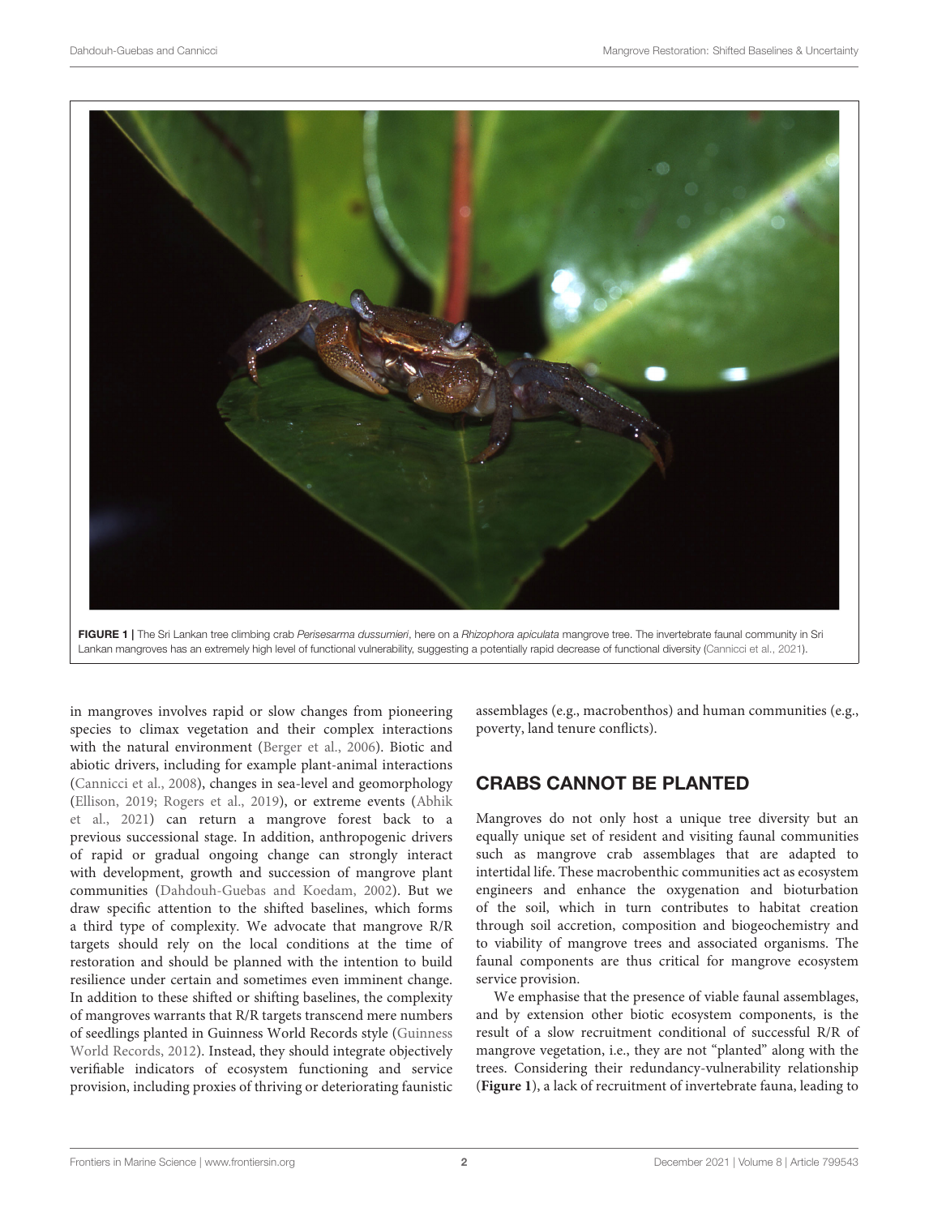FIGURE 1 | The Sri Lankan tree climbing crab *Perisesarma dussumieri*, here on a *Rhizophora apiculata* mangrove tree. The invertebrate faunal community in Sri Lankan mangroves has an extremely high level of functional vulnerability, suggesting a potentially rapid decrease of functional diversity (Cannicci et al., 2021).

in mangroves involves rapid or slow changes from pioneering species to climax vegetation and their complex interactions with the natural environment (Berger et al., 2006). Biotic and abiotic drivers, including for example plant-animal interactions (Cannicci et al., 2008), changes in sea-level and geomorphology (Ellison, 2019; Rogers et al., 2019), or extreme events (Abhik et al., 2021) can return a mangrove forest back to a previous successional stage. In addition, anthropogenic drivers of rapid or gradual ongoing change can strongly interact with development, growth and succession of mangrove plant communities (Dahdouh-Guebas and Koedam, 2002). But we draw specific attention to the shifted baselines, which forms a third type of complexity. We advocate that mangrove R/R targets should rely on the local conditions at the time of restoration and should be planned with the intention to build resilience under certain and sometimes even imminent change. In addition to these shifted or shifting baselines, the complexity of mangroves warrants that R/R targets transcend mere numbers of seedlings planted in Guinness World Records style (Guinness World Records, 2012). Instead, they should integrate objectively verifiable indicators of ecosystem functioning and service provision, including proxies of thriving or deteriorating faunistic assemblages (e.g., macrobenthos) and human communities (e.g., poverty, land tenure conflicts).

## CRABS CANNOT BE PLANTED

Mangroves do not only host a unique tree diversity but an equally unique set of resident and visiting faunal communities such as mangrove crab assemblages that are adapted to intertidal life. These macrobenthic communities act as ecosystem engineers and enhance the oxygenation and bioturbation of the soil, which in turn contributes to habitat creation through soil accretion, composition and biogeochemistry and to viability of mangrove trees and associated organisms. The faunal components are thus critical for mangrove ecosystem service provision.

We emphasise that the presence of viable faunal assemblages, and by extension other biotic ecosystem components, is the result of a slow recruitment conditional of successful R/R of mangrove vegetation, i.e., they are not "planted" along with the trees. Considering their redundancy-vulnerability relationship (**Figure 1**), a lack of recruitment of invertebrate fauna, leading to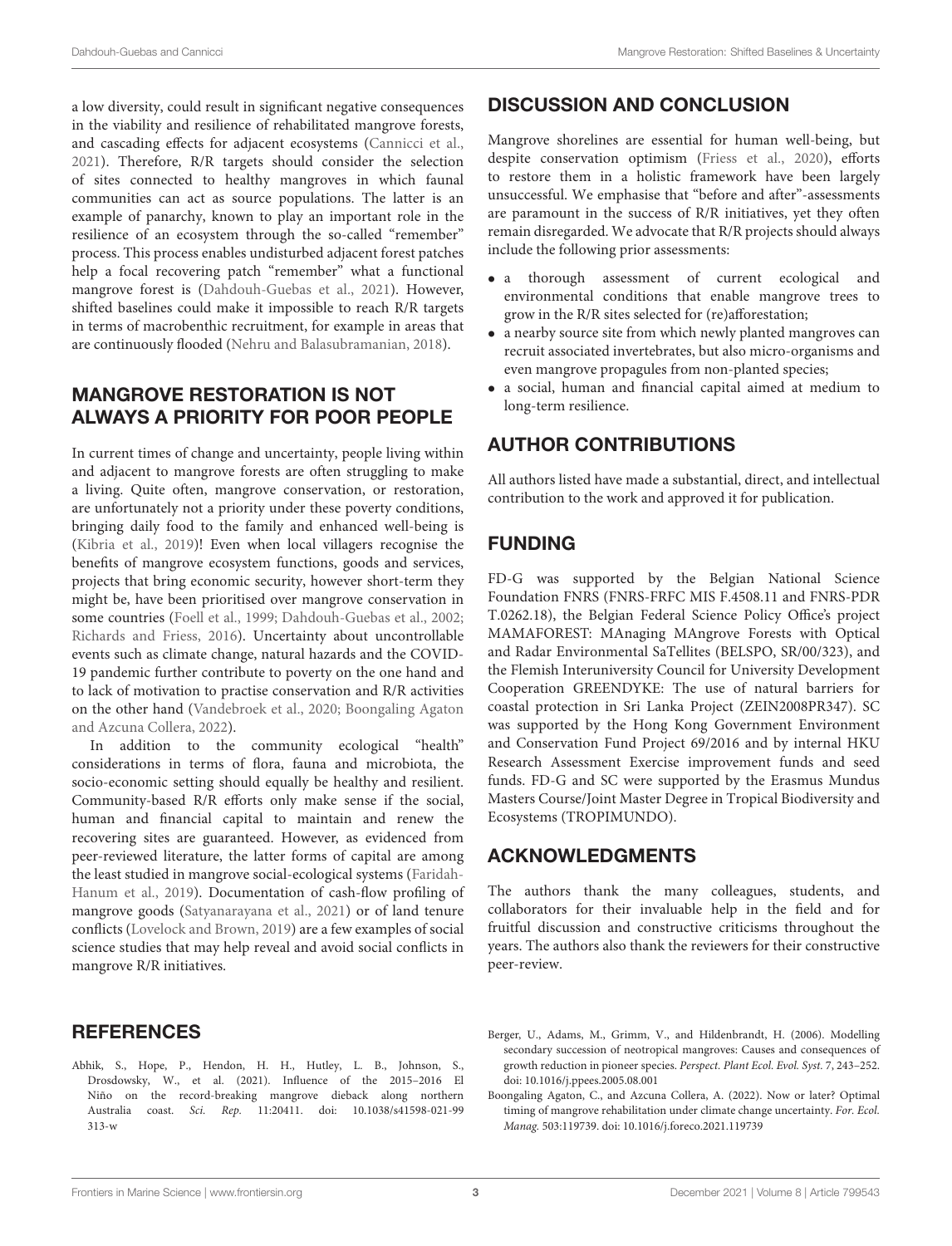a low diversity, could result in significant negative consequences in the viability and resilience of rehabilitated mangrove forests, and cascading effects for adjacent ecosystems (Cannicci et al., 2021). Therefore, R/R targets should consider the selection of sites connected to healthy mangroves in which faunal communities can act as source populations. The latter is an example of panarchy, known to play an important role in the resilience of an ecosystem through the so-called "remember" process. This process enables undisturbed adjacent forest patches help a focal recovering patch "remember" what a functional mangrove forest is (Dahdouh-Guebas et al., 2021). However, shifted baselines could make it impossible to reach R/R targets in terms of macrobenthic recruitment, for example in areas that are continuously flooded (Nehru and Balasubramanian, 2018).

## MANGROVE RESTORATION IS NOT ALWAYS A PRIORITY FOR POOR PEOPLE

In current times of change and uncertainty, people living within and adjacent to mangrove forests are often struggling to make a living. Quite often, mangrove conservation, or restoration, are unfortunately not a priority under these poverty conditions, bringing daily food to the family and enhanced well-being is (Kibria et al., 2019)! Even when local villagers recognise the benefits of mangrove ecosystem functions, goods and services, projects that bring economic security, however short-term they might be, have been prioritised over mangrove conservation in some countries (Foell et al., 1999; Dahdouh-Guebas et al., 2002; Richards and Friess, 2016). Uncertainty about uncontrollable events such as climate change, natural hazards and the COVID-19 pandemic further contribute to poverty on the one hand and to lack of motivation to practise conservation and R/R activities on the other hand (Vandebroek et al., 2020; Boongaling Agaton and Azcuna Collera, 2022).

In addition to the community ecological "health" considerations in terms of flora, fauna and microbiota, the socio-economic setting should equally be healthy and resilient. Community-based R/R efforts only make sense if the social, human and financial capital to maintain and renew the recovering sites are guaranteed. However, as evidenced from peer-reviewed literature, the latter forms of capital are among the least studied in mangrove social-ecological systems (Faridah-Hanum et al., 2019). Documentation of cash-flow profiling of mangrove goods (Satyanarayana et al., 2021) or of land tenure conflicts (Lovelock and Brown, 2019) are a few examples of social science studies that may help reveal and avoid social conflicts in mangrove R/R initiatives.

## DISCUSSION AND CONCLUSION

Mangrove shorelines are essential for human well-being, but despite conservation optimism (Friess et al., 2020), efforts to restore them in a holistic framework have been largely unsuccessful. We emphasise that "before and after"-assessments are paramount in the success of R/R initiatives, yet they often remain disregarded. We advocate that R/R projects should always include the following prior assessments:

- a thorough assessment of current ecological and environmental conditions that enable mangrove trees to grow in the R/R sites selected for (re)afforestation;
- a nearby source site from which newly planted mangroves can recruit associated invertebrates, but also micro-organisms and even mangrove propagules from non-planted species;
- a social, human and financial capital aimed at medium to long-term resilience.

## AUTHOR CONTRIBUTIONS

All authors listed have made a substantial, direct, and intellectual contribution to the work and approved it for publication.

## FUNDING

FD-G was supported by the Belgian National Science Foundation FNRS (FNRS-FRFC MIS F.4508.11 and FNRS-PDR T.0262.18), the Belgian Federal Science Policy Office's project MAMAFOREST: MAnaging MAngrove Forests with Optical and Radar Environmental SaTellites (BELSPO, SR/00/323), and the Flemish Interuniversity Council for University Development Cooperation GREENDYKE: The use of natural barriers for coastal protection in Sri Lanka Project (ZEIN2008PR347). SC was supported by the Hong Kong Government Environment and Conservation Fund Project 69/2016 and by internal HKU Research Assessment Exercise improvement funds and seed funds. FD-G and SC were supported by the Erasmus Mundus Masters Course/Joint Master Degree in Tropical Biodiversity and Ecosystems (TROPIMUNDO).

## ACKNOWLEDGMENTS

The authors thank the many colleagues, students, and collaborators for their invaluable help in the field and for fruitful discussion and constructive criticisms throughout the years. The authors also thank the reviewers for their constructive peer-review.

## REFERENCES

Abhik, S., Hope, P., Hendon, H. H., Hutley, L. B., Johnson, S., Drosdowsky, W., et al. (2021). Influence of the 2015–2016 El Niño on the record-breaking mangrove dieback along northern Australia coast. *Sci. Rep.* 11:20411. doi: 10.1038/s41598-021-99313-w

Berger, U., Adams, M., Grimm, V., and Hildenbrandt, H. (2006). Modelling secondary succession of neotropical mangroves: Causes and consequences of growth reduction in pioneer species. *Perspect. Plant Ecol. Evol. Syst.* 7, 243–252. doi: 10.1016/j.ppees.2005.08.001

Boongaling Agaton, C., and Azcuna Collera, A. (2022). Now or later? Optimal timing of mangrove rehabilitation under climate change uncertainty. *For. Ecol. Manag.* 503:119739. doi: 10.1016/j.foreco.2021.119739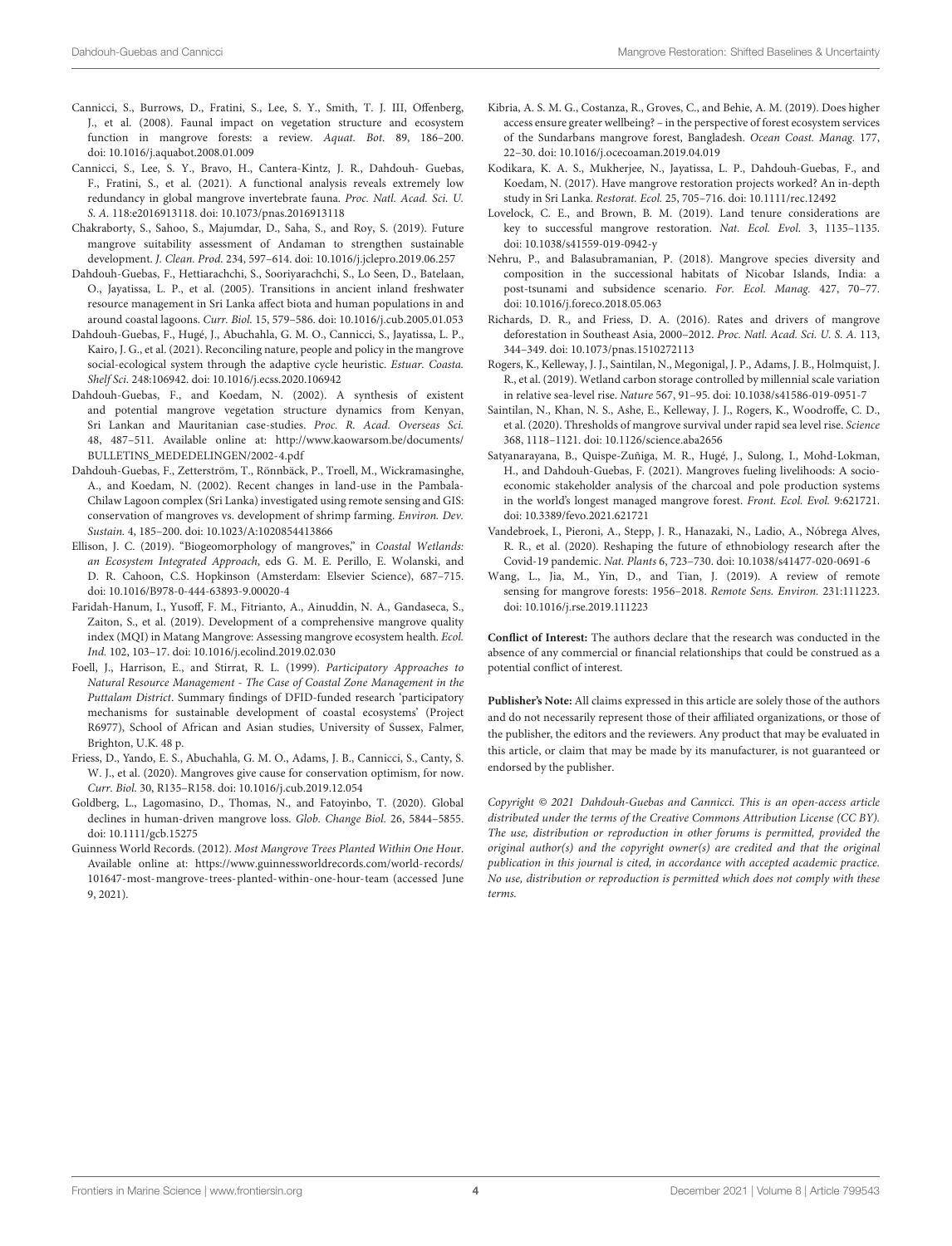Cannicci, S., Burrows, D., Fratini, S., Lee, S. Y., Smith, T. J. III, Offenberg, J., et al. (2008). Faunal impact on vegetation structure and ecosystem function in mangrove forests: a review. *Aquat. Bot.* 89, 186–200. doi: 10.1016/j.aquabot.2008.01.009

Cannicci, S., Lee, S. Y., Bravo, H., Cantera-Kintz, J. R., Dahdouh- Guebas, F., Fratini, S., et al. (2021). A functional analysis reveals extremely low redundancy in global mangrove invertebrate fauna. *Proc. Natl. Acad. Sci. U. S. A.* 118:e2016913118. doi: 10.1073/pnas.2016913118

Chakraborty, S., Sahoo, S., Majumdar, D., Saha, S., and Roy, S. (2019). Future mangrove suitability assessment of Andaman to strengthen sustainable development. *J. Clean. Prod.* 234, 597–614. doi: 10.1016/j.jclepro.2019.06.257

Dahdouh-Guebas, F., Hettiarachchi, S., Sooriyarachchi, S., Lo Seen, D., Batelaan, O., Jayatissa, L. P., et al. (2005). Transitions in ancient inland freshwater resource management in Sri Lanka affect biota and human populations in and around coastal lagoons. *Curr. Biol.* 15, 579–586. doi: 10.1016/j.cub.2005.01.053

Dahdouh-Guebas, F., Hugé, J., Abuchahla, G. M. O., Cannicci, S., Jayatissa, L. P., Kairo, J. G., et al. (2021). Reconciling nature, people and policy in the mangrove social-ecological system through the adaptive cycle heuristic. *Estuar. Coasta. Shelf Sci.* 248:106942. doi: 10.1016/j.ecss.2020.106942

Dahdouh-Guebas, F., and Koedam, N. (2002). A synthesis of existent and potential mangrove vegetation structure dynamics from Kenyan, Sri Lankan and Mauritanian case-studies. *Proc. R. Acad. Overseas Sci.* 48, 487–511. Available online at: http://www.kaowarsom.be/documents/BULLETINS_MEDEDELINGEN/2002-4.pdf

Dahdouh-Guebas, F., Zetterström, T., Rönnbäck, P., Troell, M., Wickramasinghe, A., and Koedam, N. (2002). Recent changes in land-use in the Pambala-Chilaw Lagoon complex (Sri Lanka) investigated using remote sensing and GIS: conservation of mangroves vs. development of shrimp farming. *Environ. Dev. Sustain.* 4, 185–200. doi: 10.1023/A:1020854413866

Ellison, J. C. (2019). "Biogeomorphology of mangroves," in *Coastal Wetlands: an Ecosystem Integrated Approach*, eds G. M. E. Perillo, E. Wolanski, and D. R. Cahoon, C.S. Hopkinson (Amsterdam: Elsevier Science), 687–715. doi: 10.1016/B978-0-444-63893-9.00020-4

Faridah-Hanum, I., Yusoff, F. M., Fitrianto, A., Ainuddin, N. A., Gandaseca, S., Zaiton, S., et al. (2019). Development of a comprehensive mangrove quality index (MQI) in Matang Mangrove: Assessing mangrove ecosystem health. *Ecol. Ind.* 102, 103–17. doi: 10.1016/j.ecolind.2019.02.030

Foell, J., Harrison, E., and Stirrat, R. L. (1999). *Participatory Approaches to Natural Resource Management - The Case of Coastal Zone Management in the Puttalam District*. Summary findings of DFID-funded research 'participatory mechanisms for sustainable development of coastal ecosystems' (Project R6977), School of African and Asian studies, University of Sussex, Falmer, Brighton, U.K. 48 p.

Friess, D., Yando, E. S., Abuchahla, G. M. O., Adams, J. B., Cannicci, S., Canty, S. W. J., et al. (2020). Mangroves give cause for conservation optimism, for now. *Curr. Biol.* 30, R135–R158. doi: 10.1016/j.cub.2019.12.054

Goldberg, L., Lagomasino, D., Thomas, N., and Fatoyinbo, T. (2020). Global declines in human-driven mangrove loss. *Glob. Change Biol.* 26, 5844–5855. doi: 10.1111/gcb.15275

Guinness World Records. (2012). *Most Mangrove Trees Planted Within One Hour*. Available online at: https://www.guinnessworldrecords.com/world-records/101647-most-mangrove-trees-planted-within-one-hour-team (accessed June 9, 2021).

Kibria, A. S. M. G., Costanza, R., Groves, C., and Behie, A. M. (2019). Does higher access ensure greater wellbeing? – in the perspective of forest ecosystem services of the Sundarbans mangrove forest, Bangladesh. *Ocean Coast. Manag.* 177, 22–30. doi: 10.1016/j.ocecoaman.2019.04.019

Kodikara, K. A. S., Mukherjee, N., Jayatissa, L. P., Dahdouh-Guebas, F., and Koedam, N. (2017). Have mangrove restoration projects worked? An in-depth study in Sri Lanka. *Restorat. Ecol.* 25, 705–716. doi: 10.1111/rec.12492

Lovelock, C. E., and Brown, B. M. (2019). Land tenure considerations are key to successful mangrove restoration. *Nat. Ecol. Evol.* 3, 1135–1135. doi: 10.1038/s41559-019-0942-y

Nehru, P., and Balasubramanian, P. (2018). Mangrove species diversity and composition in the successional habitats of Nicobar Islands, India: a post-tsunami and subsidence scenario. *For. Ecol. Manag.* 427, 70–77. doi: 10.1016/j.foreco.2018.05.063

Richards, D. R., and Friess, D. A. (2016). Rates and drivers of mangrove deforestation in Southeast Asia, 2000–2012. *Proc. Natl. Acad. Sci. U. S. A.* 113, 344–349. doi: 10.1073/pnas.1510272113

Rogers, K., Kelleway, J. J., Saintilan, N., Megonigal, J. P., Adams, J. B., Holmquist, J. R., et al. (2019). Wetland carbon storage controlled by millennial scale variation in relative sea-level rise. *Nature* 567, 91–95. doi: 10.1038/s41586-019-0951-7

Saintilan, N., Khan, N. S., Ashe, E., Kelleway, J. J., Rogers, K., Woodroffe, C. D., et al. (2020). Thresholds of mangrove survival under rapid sea level rise. *Science* 368, 1118–1121. doi: 10.1126/science.aba2656

Satyanarayana, B., Quispe-Zuñiga, M. R., Hugé, J., Sulong, I., Mohd-Lokman, H., and Dahdouh-Guebas, F. (2021). Mangroves fueling livelihoods: A socio-economic stakeholder analysis of the charcoal and pole production systems in the world's longest managed mangrove forest. *Front. Ecol. Evol.* 9:621721. doi: 10.3389/fevo.2021.621721

Vandebroek, I., Pieroni, A., Stepp, J. R., Hanazaki, N., Ladio, A., Nóbrega Alves, R. R., et al. (2020). Reshaping the future of ethnobiology research after the Covid-19 pandemic. *Nat. Plants* 6, 723–730. doi: 10.1038/s41477-020-0691-6

Wang, L., Jia, M., Yin, D., and Tian, J. (2019). A review of remote sensing for mangrove forests: 1956–2018. *Remote Sens. Environ.* 231:111223. doi: 10.1016/j.rse.2019.111223

**Conflict of Interest:** The authors declare that the research was conducted in the absence of any commercial or financial relationships that could be construed as a potential conflict of interest.

**Publisher's Note:** All claims expressed in this article are solely those of the authors and do not necessarily represent those of their affiliated organizations, or those of the publisher, the editors and the reviewers. Any product that may be evaluated in this article, or claim that may be made by its manufacturer, is not guaranteed or endorsed by the publisher.

*Copyright © 2021 Dahdouh-Guebas and Cannicci. This is an open-access article distributed under the terms of the Creative Commons Attribution License (CC BY). The use, distribution or reproduction in other forums is permitted, provided the original author(s) and the copyright owner(s) are credited and that the original publication in this journal is cited, in accordance with accepted academic practice. No use, distribution or reproduction is permitted which does not comply with these terms.*